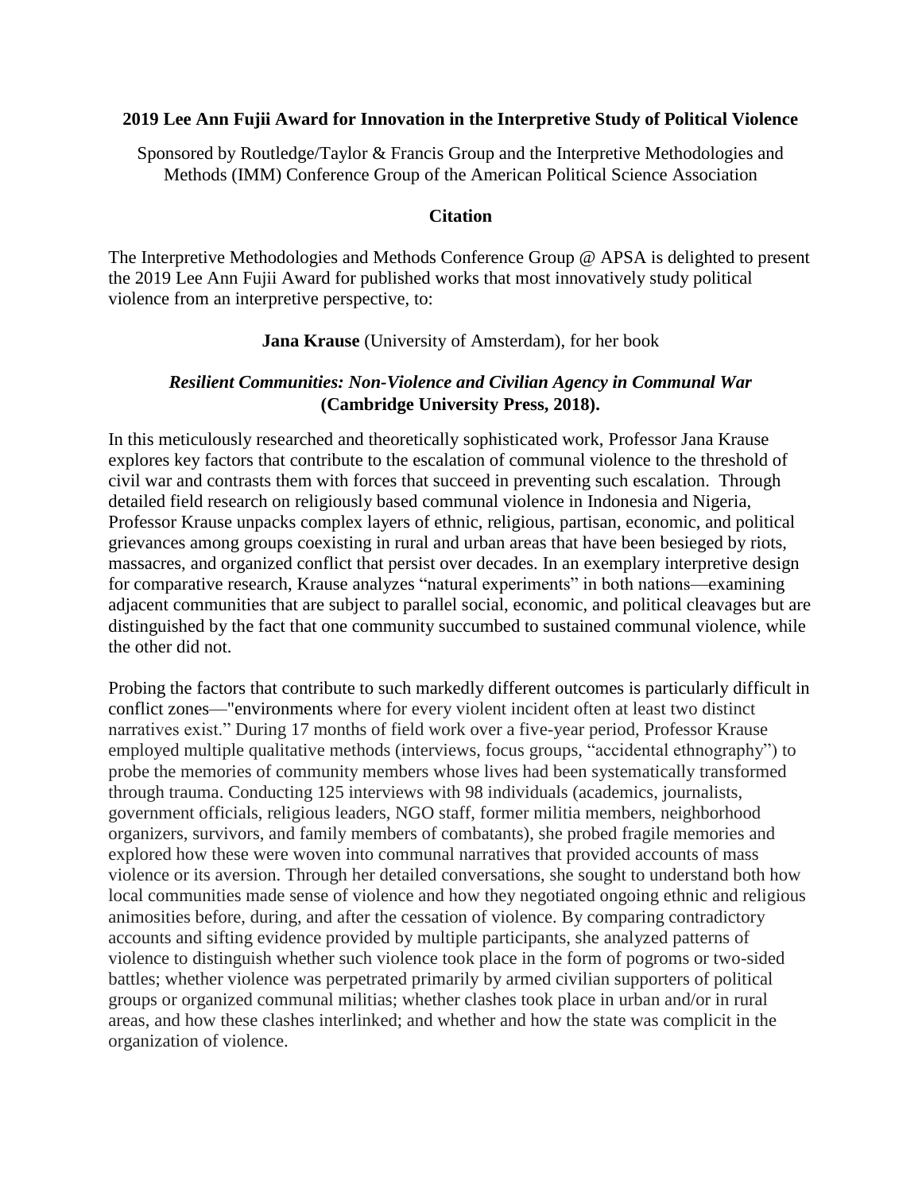**2019 Lee Ann Fujii Award for Innovation in the Interpretive Study of Political Violence**

Sponsored by Routledge/Taylor & Francis Group and the Interpretive Methodologies and Methods (IMM) Conference Group of the American Political Science Association

**Citation**

The Interpretive Methodologies and Methods Conference Group @ APSA is delighted to present the 2019 Lee Ann Fujii Award for published works that most innovatively study political violence from an interpretive perspective, to:

**Jana Krause** (University of Amsterdam), for her book

***Resilient Communities: Non-Violence and Civilian Agency in Communal War* (Cambridge University Press, 2018).**

In this meticulously researched and theoretically sophisticated work, Professor Jana Krause explores key factors that contribute to the escalation of communal violence to the threshold of civil war and contrasts them with forces that succeed in preventing such escalation. Through detailed field research on religiously based communal violence in Indonesia and Nigeria, Professor Krause unpacks complex layers of ethnic, religious, partisan, economic, and political grievances among groups coexisting in rural and urban areas that have been besieged by riots, massacres, and organized conflict that persist over decades. In an exemplary interpretive design for comparative research, Krause analyzes "natural experiments" in both nations—examining adjacent communities that are subject to parallel social, economic, and political cleavages but are distinguished by the fact that one community succumbed to sustained communal violence, while the other did not.

Probing the factors that contribute to such markedly different outcomes is particularly difficult in conflict zones—"environments where for every violent incident often at least two distinct narratives exist." During 17 months of field work over a five-year period, Professor Krause employed multiple qualitative methods (interviews, focus groups, "accidental ethnography") to probe the memories of community members whose lives had been systematically transformed through trauma. Conducting 125 interviews with 98 individuals (academics, journalists, government officials, religious leaders, NGO staff, former militia members, neighborhood organizers, survivors, and family members of combatants), she probed fragile memories and explored how these were woven into communal narratives that provided accounts of mass violence or its aversion. Through her detailed conversations, she sought to understand both how local communities made sense of violence and how they negotiated ongoing ethnic and religious animosities before, during, and after the cessation of violence. By comparing contradictory accounts and sifting evidence provided by multiple participants, she analyzed patterns of violence to distinguish whether such violence took place in the form of pogroms or two-sided battles; whether violence was perpetrated primarily by armed civilian supporters of political groups or organized communal militias; whether clashes took place in urban and/or in rural areas, and how these clashes interlinked; and whether and how the state was complicit in the organization of violence.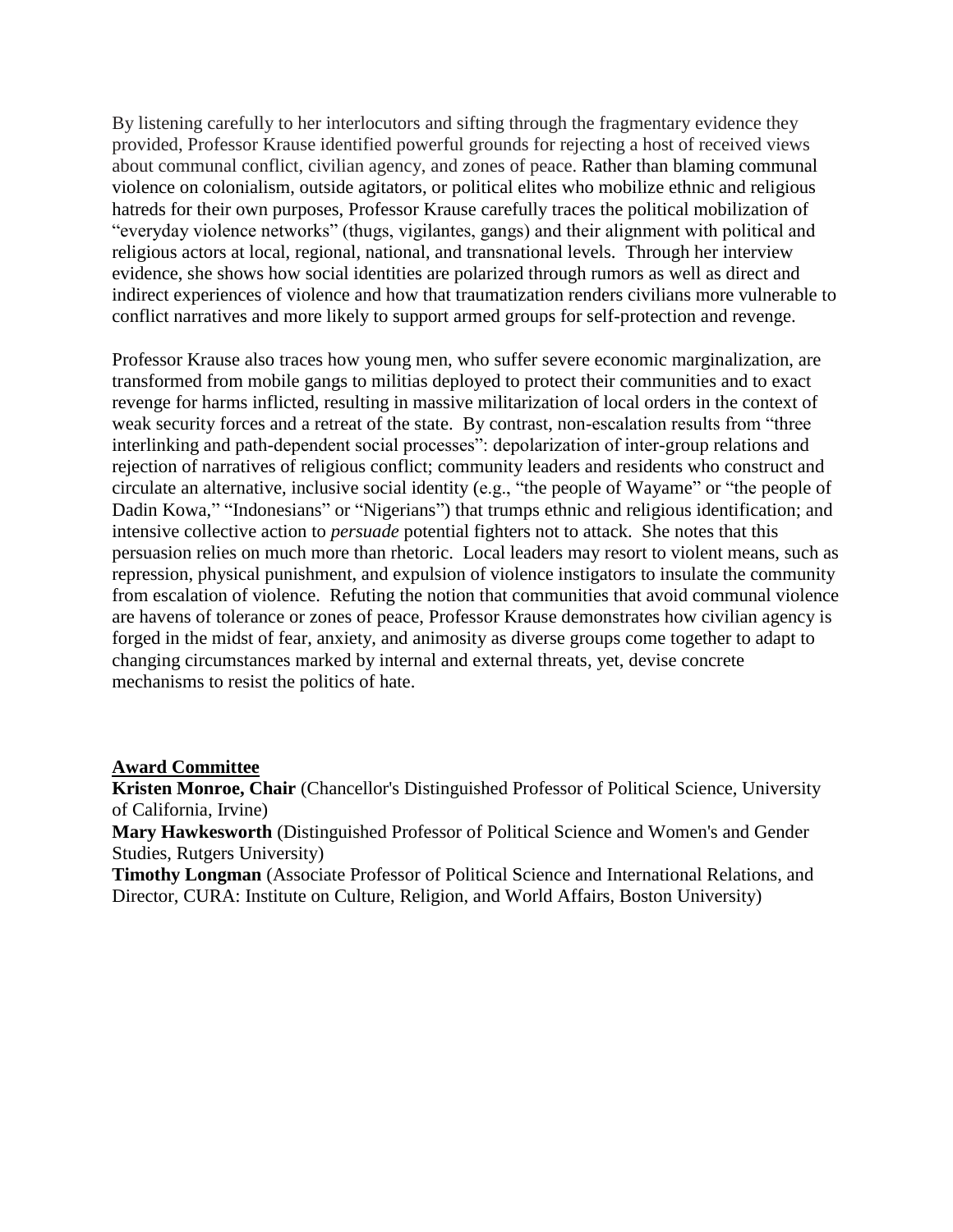By listening carefully to her interlocutors and sifting through the fragmentary evidence they provided, Professor Krause identified powerful grounds for rejecting a host of received views about communal conflict, civilian agency, and zones of peace. Rather than blaming communal violence on colonialism, outside agitators, or political elites who mobilize ethnic and religious hatreds for their own purposes, Professor Krause carefully traces the political mobilization of "everyday violence networks" (thugs, vigilantes, gangs) and their alignment with political and religious actors at local, regional, national, and transnational levels. Through her interview evidence, she shows how social identities are polarized through rumors as well as direct and indirect experiences of violence and how that traumatization renders civilians more vulnerable to conflict narratives and more likely to support armed groups for self-protection and revenge.

Professor Krause also traces how young men, who suffer severe economic marginalization, are transformed from mobile gangs to militias deployed to protect their communities and to exact revenge for harms inflicted, resulting in massive militarization of local orders in the context of weak security forces and a retreat of the state. By contrast, non-escalation results from "three interlinking and path-dependent social processes": depolarization of inter-group relations and rejection of narratives of religious conflict; community leaders and residents who construct and circulate an alternative, inclusive social identity (e.g., "the people of Wayame" or "the people of Dadin Kowa," "Indonesians" or "Nigerians") that trumps ethnic and religious identification; and intensive collective action to *persuade* potential fighters not to attack. She notes that this persuasion relies on much more than rhetoric. Local leaders may resort to violent means, such as repression, physical punishment, and expulsion of violence instigators to insulate the community from escalation of violence. Refuting the notion that communities that avoid communal violence are havens of tolerance or zones of peace, Professor Krause demonstrates how civilian agency is forged in the midst of fear, anxiety, and animosity as diverse groups come together to adapt to changing circumstances marked by internal and external threats, yet, devise concrete mechanisms to resist the politics of hate.

**Award Committee**

**Kristen Monroe, Chair** (Chancellor's Distinguished Professor of Political Science, University of California, Irvine)

**Mary Hawkesworth** (Distinguished Professor of Political Science and Women's and Gender Studies, Rutgers University)

**Timothy Longman** (Associate Professor of Political Science and International Relations, and Director, CURA: Institute on Culture, Religion, and World Affairs, Boston University)